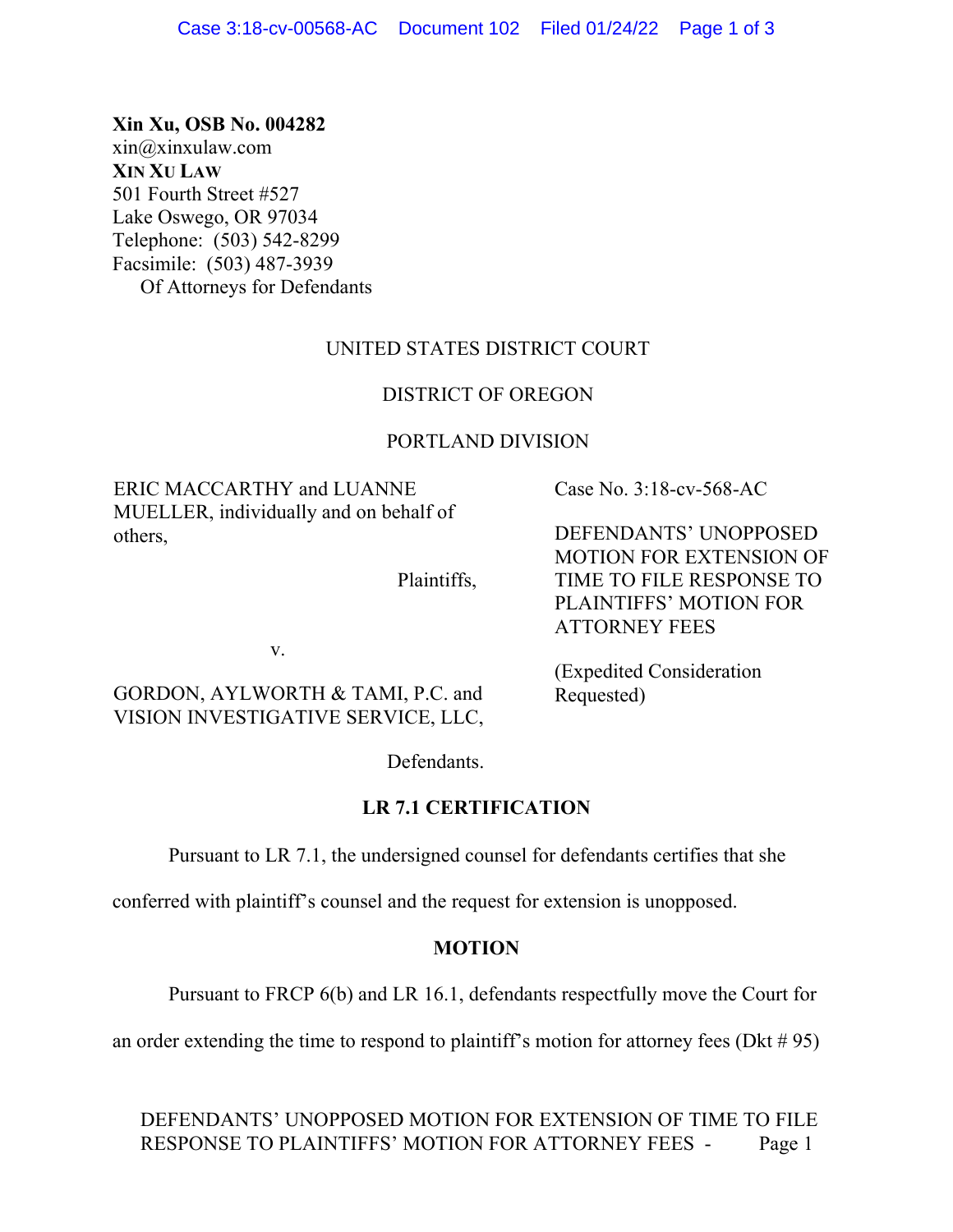**Xin Xu, OSB No. 004282**
xin@xinxulaw.com
**XIN XU LAW**
501 Fourth Street #527
Lake Oswego, OR 97034
Telephone: (503) 542-8299
Facsimile: (503) 487-3939
Of Attorneys for Defendants

UNITED STATES DISTRICT COURT

DISTRICT OF OREGON

PORTLAND DIVISION

ERIC MACCARTHY and LUANNE MUELLER, individually and on behalf of others,

Plaintiffs,

v.

GORDON, AYLWORTH & TAMI, P.C. and VISION INVESTIGATIVE SERVICE, LLC,

Defendants.

Case No. 3:18-cv-568-AC

DEFENDANTS' UNOPPOSED MOTION FOR EXTENSION OF TIME TO FILE RESPONSE TO PLAINTIFFS' MOTION FOR ATTORNEY FEES

(Expedited Consideration Requested)

## LR 7.1 CERTIFICATION

Pursuant to LR 7.1, the undersigned counsel for defendants certifies that she conferred with plaintiff's counsel and the request for extension is unopposed.

## MOTION

Pursuant to FRCP 6(b) and LR 16.1, defendants respectfully move the Court for an order extending the time to respond to plaintiff's motion for attorney fees (Dkt # 95)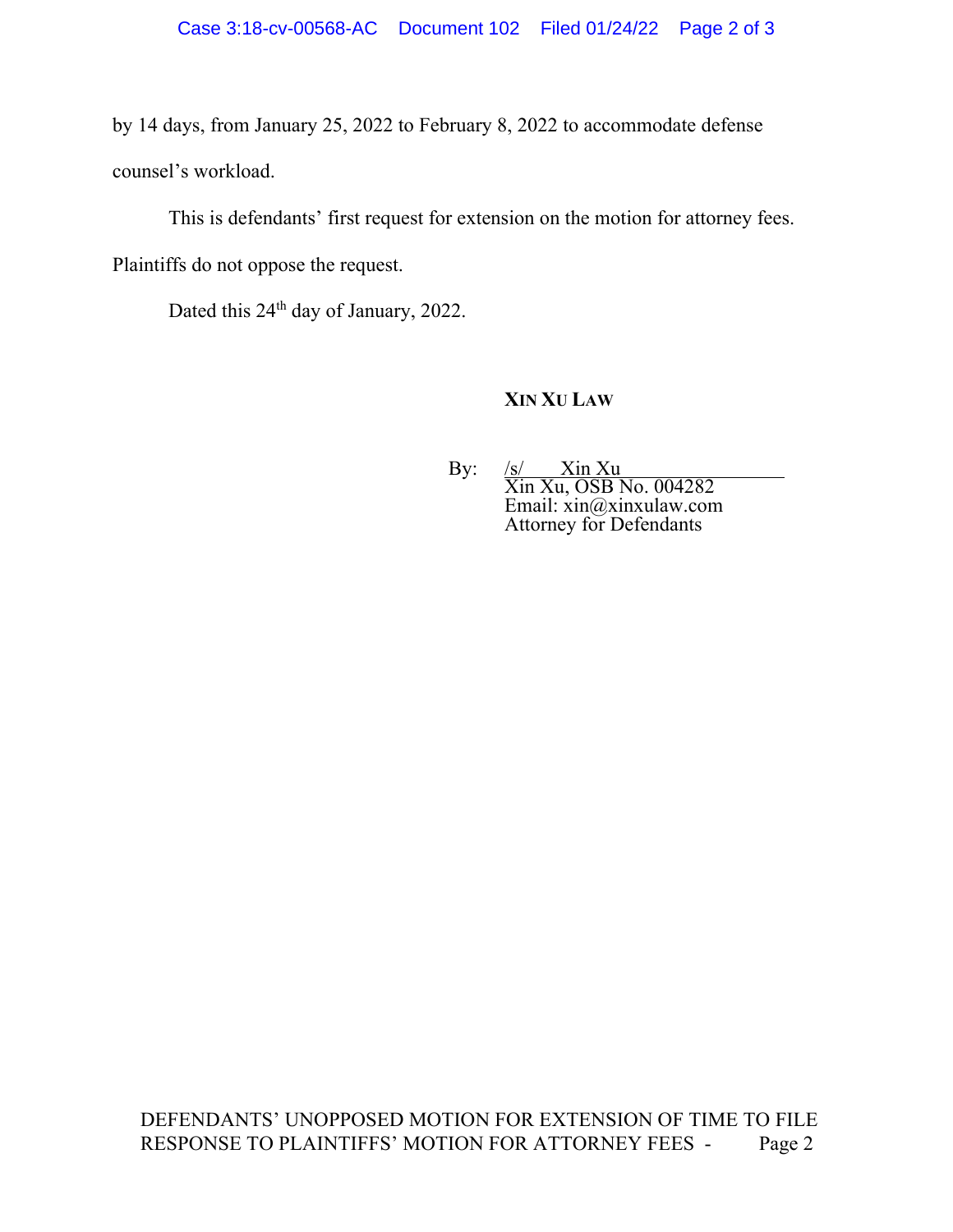by 14 days, from January 25, 2022 to February 8, 2022 to accommodate defense counsel's workload.

This is defendants' first request for extension on the motion for attorney fees. Plaintiffs do not oppose the request.

Dated this 24th day of January, 2022.

**XIN XU LAW**

By: /s/ Xin Xu
Xin Xu, OSB No. 004282
Email: xin@xinxulaw.com
Attorney for Defendants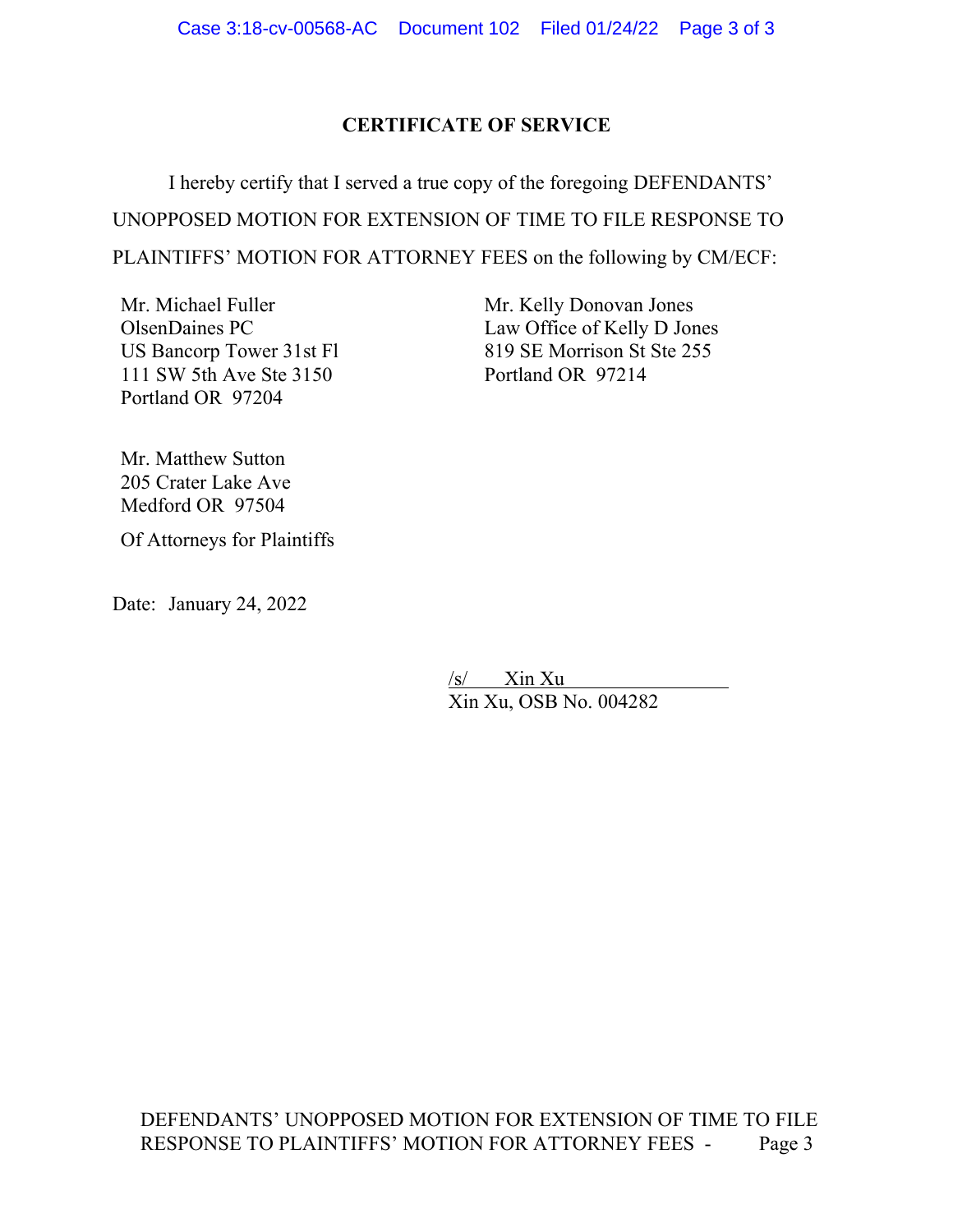**CERTIFICATE OF SERVICE**

I hereby certify that I served a true copy of the foregoing DEFENDANTS' UNOPPOSED MOTION FOR EXTENSION OF TIME TO FILE RESPONSE TO PLAINTIFFS' MOTION FOR ATTORNEY FEES on the following by CM/ECF:

Mr. Michael Fuller
OlsenDaines PC
US Bancorp Tower 31st Fl
111 SW 5th Ave Ste 3150
Portland OR 97204

Mr. Kelly Donovan Jones
Law Office of Kelly D Jones
819 SE Morrison St Ste 255
Portland OR 97214

Mr. Matthew Sutton
205 Crater Lake Ave
Medford OR 97504

Of Attorneys for Plaintiffs

Date: January 24, 2022

/s/ Xin Xu
Xin Xu, OSB No. 004282

DEFENDANTS' UNOPPOSED MOTION FOR EXTENSION OF TIME TO FILE RESPONSE TO PLAINTIFFS' MOTION FOR ATTORNEY FEES - Page 3